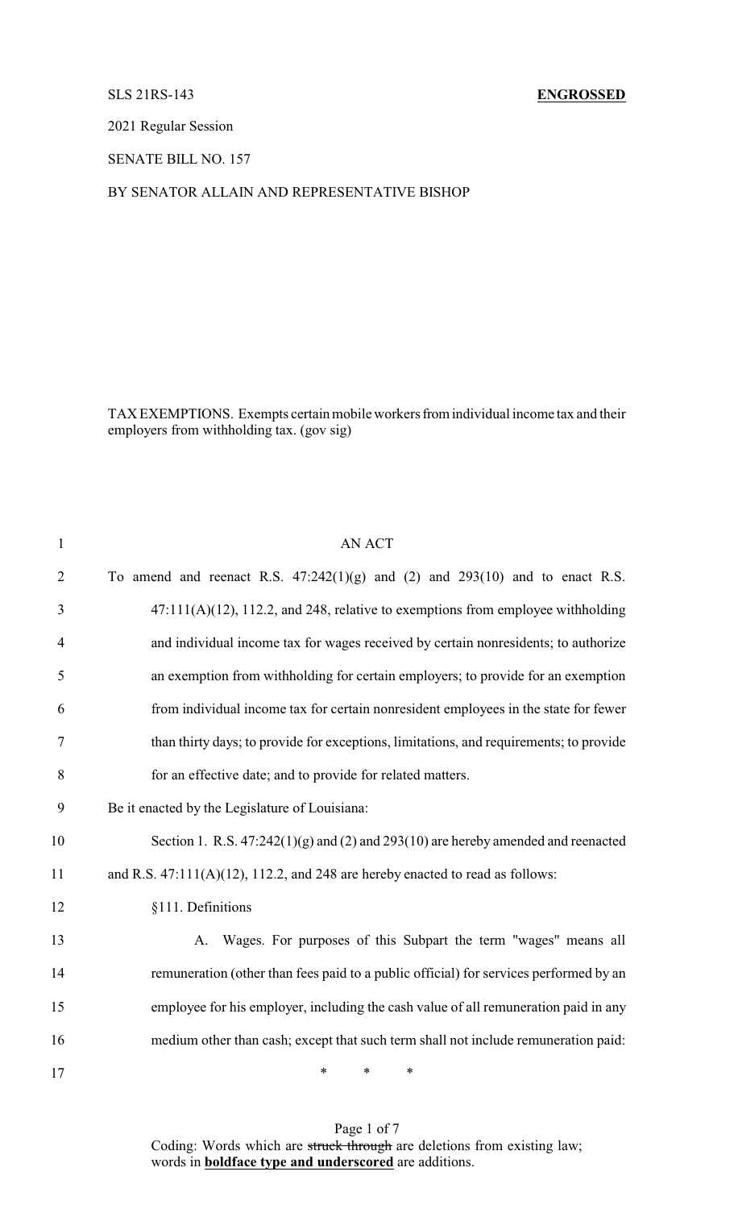SLS 21RS-143 **ENGROSSED**

2021 Regular Session

SENATE BILL NO. 157

BY SENATOR ALLAIN AND REPRESENTATIVE BISHOP

TAX EXEMPTIONS. Exempts certain mobile workers from individual income tax and their employers from withholding tax. (gov sig)

AN ACT

To amend and reenact R.S. 47:242(1)(g) and (2) and 293(10) and to enact R.S. 47:111(A)(12), 112.2, and 248, relative to exemptions from employee withholding and individual income tax for wages received by certain nonresidents; to authorize an exemption from withholding for certain employers; to provide for an exemption from individual income tax for certain nonresident employees in the state for fewer than thirty days; to provide for exceptions, limitations, and requirements; to provide for an effective date; and to provide for related matters.

Be it enacted by the Legislature of Louisiana:

Section 1. R.S. 47:242(1)(g) and (2) and 293(10) are hereby amended and reenacted and R.S. 47:111(A)(12), 112.2, and 248 are hereby enacted to read as follows:

§111. Definitions

A. Wages. For purposes of this Subpart the term "wages" means all remuneration (other than fees paid to a public official) for services performed by an employee for his employer, including the cash value of all remuneration paid in any medium other than cash; except that such term shall not include remuneration paid:

\* \* \*

Coding: Words which are ~~struck through~~ are deletions from existing law; words in **boldface type and underscored** are additions.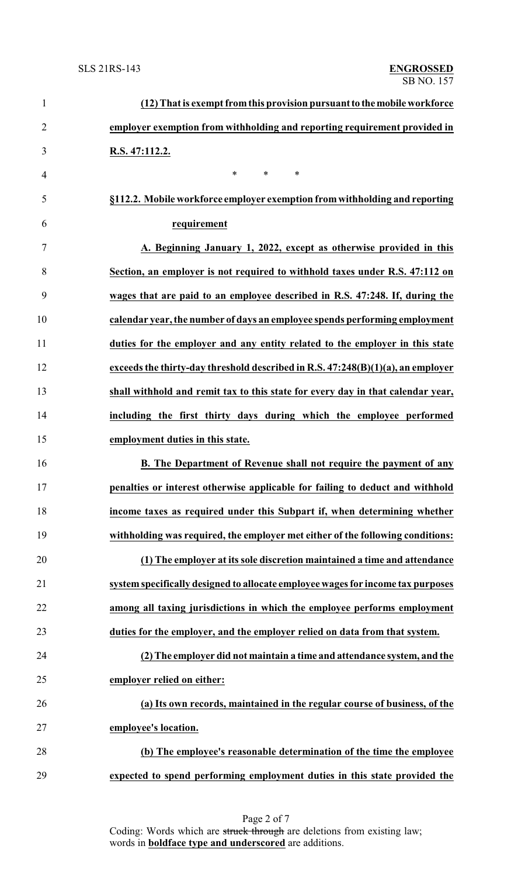**(12) That is exempt from this provision pursuant to the mobile workforce employer exemption from withholding and reporting requirement provided in R.S. 47:112.2.**

\* \* \*

**§112.2. Mobile workforce employer exemption from withholding and reporting requirement**

**A. Beginning January 1, 2022, except as otherwise provided in this Section, an employer is not required to withhold taxes under R.S. 47:112 on wages that are paid to an employee described in R.S. 47:248. If, during the calendar year, the number of days an employee spends performing employment duties for the employer and any entity related to the employer in this state exceeds the thirty-day threshold described in R.S. 47:248(B)(1)(a), an employer shall withhold and remit tax to this state for every day in that calendar year, including the first thirty days during which the employee performed employment duties in this state.**

**B. The Department of Revenue shall not require the payment of any penalties or interest otherwise applicable for failing to deduct and withhold income taxes as required under this Subpart if, when determining whether withholding was required, the employer met either of the following conditions:**

**(1) The employer at its sole discretion maintained a time and attendance system specifically designed to allocate employee wages for income tax purposes among all taxing jurisdictions in which the employee performs employment duties for the employer, and the employer relied on data from that system.**

**(2) The employer did not maintain a time and attendance system, and the employer relied on either:**

**(a) Its own records, maintained in the regular course of business, of the employee's location.**

**(b) The employee's reasonable determination of the time the employee expected to spend performing employment duties in this state provided the**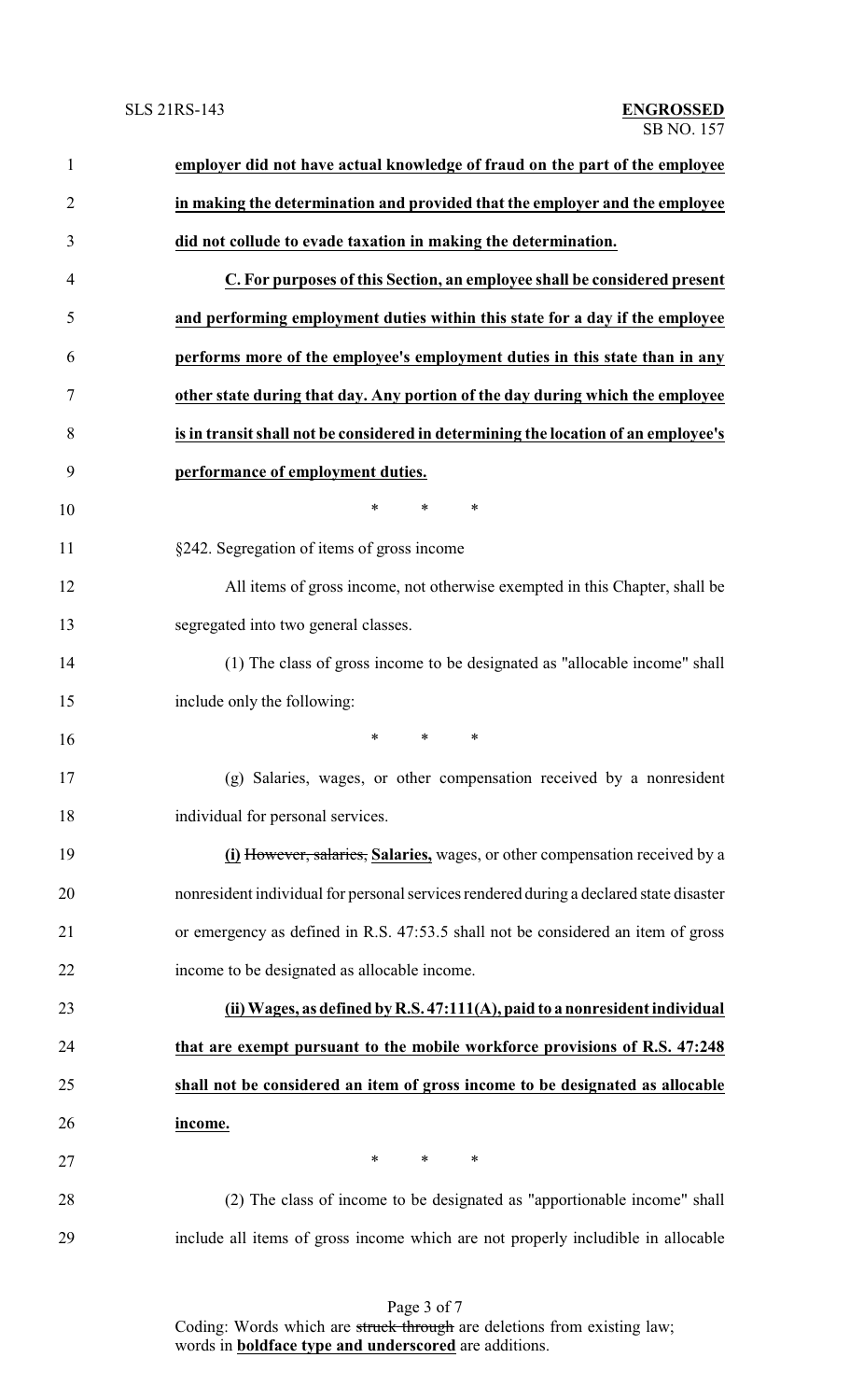**employer did not have actual knowledge of fraud on the part of the employee in making the determination and provided that the employer and the employee did not collude to evade taxation in making the determination.**

**C. For purposes of this Section, an employee shall be considered present and performing employment duties within this state for a day if the employee performs more of the employee's employment duties in this state than in any other state during that day. Any portion of the day during which the employee is in transit shall not be considered in determining the location of an employee's performance of employment duties.**

\* \* \*

§242. Segregation of items of gross income

All items of gross income, not otherwise exempted in this Chapter, shall be segregated into two general classes.

(1) The class of gross income to be designated as "allocable income" shall include only the following:

\* \* \*

(g) Salaries, wages, or other compensation received by a nonresident individual for personal services.

**(i)** ~~However, salaries,~~ **Salaries,** wages, or other compensation received by a nonresident individual for personal services rendered during a declared state disaster or emergency as defined in R.S. 47:53.5 shall not be considered an item of gross income to be designated as allocable income.

**(ii) Wages, as defined by R.S. 47:111(A), paid to a nonresident individual that are exempt pursuant to the mobile workforce provisions of R.S. 47:248 shall not be considered an item of gross income to be designated as allocable income.**

\* \* \*

(2) The class of income to be designated as "apportionable income" shall include all items of gross income which are not properly includible in allocable

Coding: Words which are ~~struck through~~ are deletions from existing law; words in **boldface type and underscored** are additions.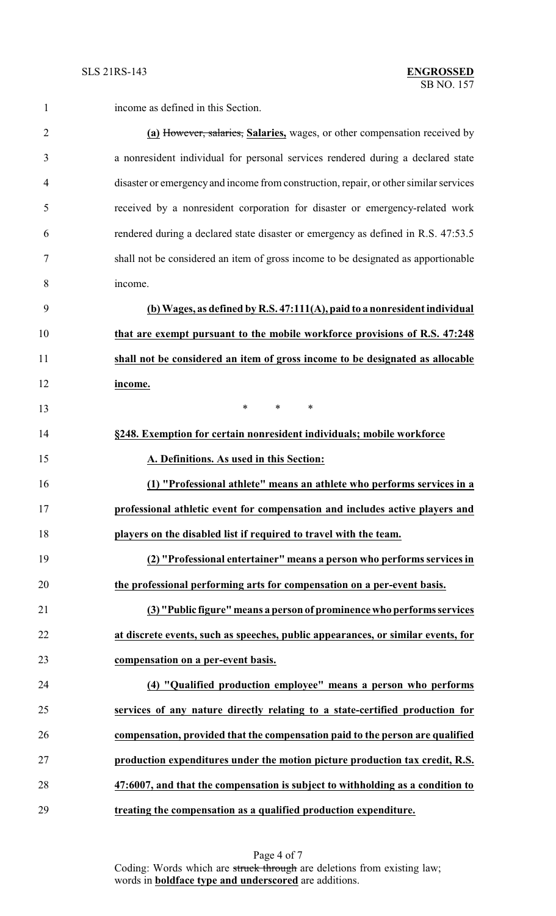income as defined in this Section.

**(a)** ~~However, salaries,~~ **Salaries,** wages, or other compensation received by a nonresident individual for personal services rendered during a declared state disaster or emergency and income from construction, repair, or other similar services received by a nonresident corporation for disaster or emergency-related work rendered during a declared state disaster or emergency as defined in R.S. 47:53.5 shall not be considered an item of gross income to be designated as apportionable income.

**(b) Wages, as defined by R.S. 47:111(A), paid to a nonresident individual that are exempt pursuant to the mobile workforce provisions of R.S. 47:248 shall not be considered an item of gross income to be designated as allocable income.**

\* \* \*

**§248. Exemption for certain nonresident individuals; mobile workforce**

**A. Definitions. As used in this Section:**

**(1) "Professional athlete" means an athlete who performs services in a professional athletic event for compensation and includes active players and players on the disabled list if required to travel with the team.**

**(2) "Professional entertainer" means a person who performs services in the professional performing arts for compensation on a per-event basis.**

**(3) "Public figure" means a person of prominence who performs services at discrete events, such as speeches, public appearances, or similar events, for compensation on a per-event basis.**

**(4) "Qualified production employee" means a person who performs services of any nature directly relating to a state-certified production for compensation, provided that the compensation paid to the person are qualified production expenditures under the motion picture production tax credit, R.S. 47:6007, and that the compensation is subject to withholding as a condition to treating the compensation as a qualified production expenditure.**

Coding: Words which are ~~struck through~~ are deletions from existing law; words in **boldface type and underscored** are additions.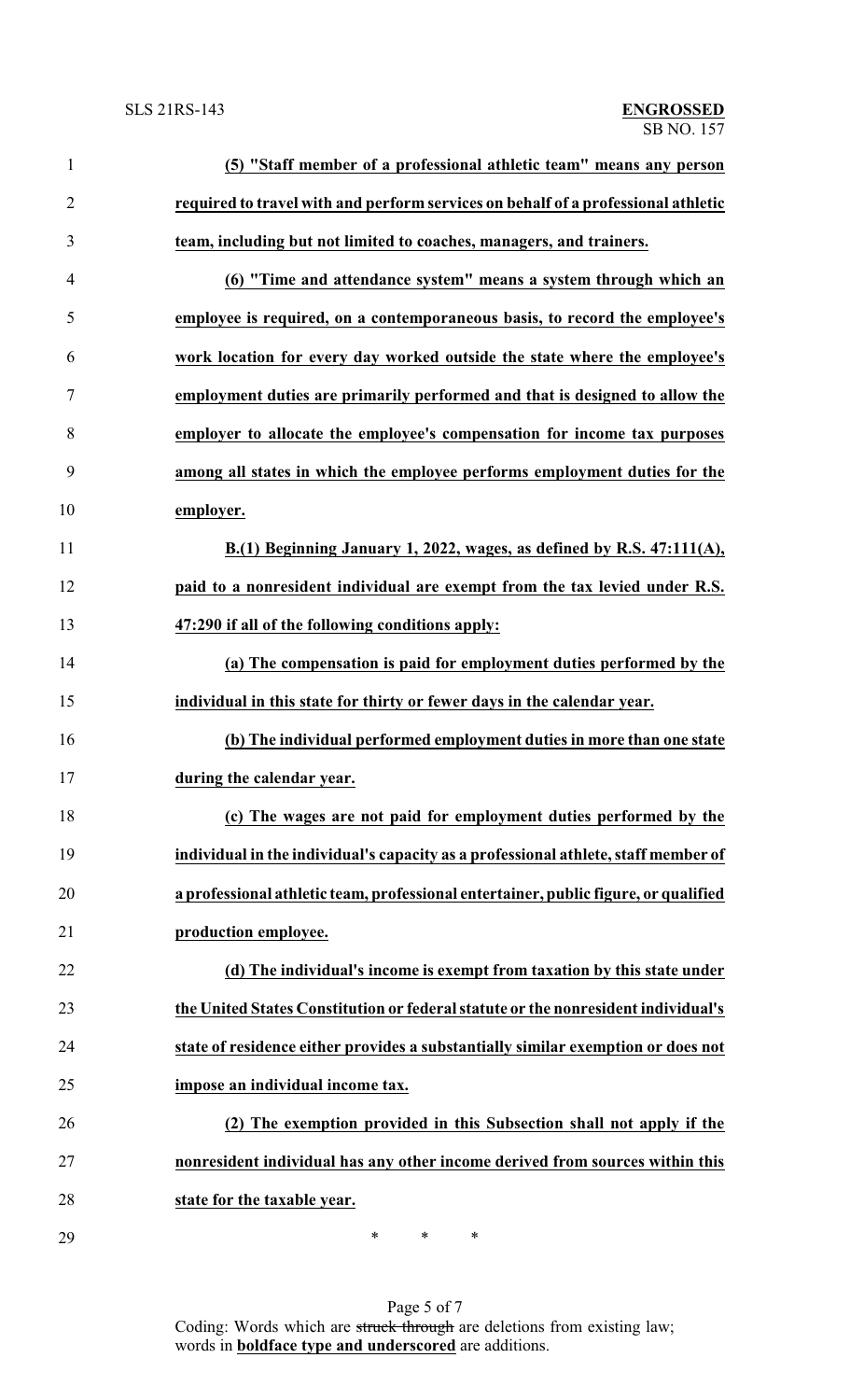**(5) "Staff member of a professional athletic team" means any person required to travel with and perform services on behalf of a professional athletic team, including but not limited to coaches, managers, and trainers.**

**(6) "Time and attendance system" means a system through which an employee is required, on a contemporaneous basis, to record the employee's work location for every day worked outside the state where the employee's employment duties are primarily performed and that is designed to allow the employer to allocate the employee's compensation for income tax purposes among all states in which the employee performs employment duties for the employer.**

**B.(1) Beginning January 1, 2022, wages, as defined by R.S. 47:111(A), paid to a nonresident individual are exempt from the tax levied under R.S. 47:290 if all of the following conditions apply:**

**(a) The compensation is paid for employment duties performed by the individual in this state for thirty or fewer days in the calendar year.**

**(b) The individual performed employment duties in more than one state during the calendar year.**

**(c) The wages are not paid for employment duties performed by the individual in the individual's capacity as a professional athlete, staff member of a professional athletic team, professional entertainer, public figure, or qualified production employee.**

**(d) The individual's income is exempt from taxation by this state under the United States Constitution or federal statute or the nonresident individual's state of residence either provides a substantially similar exemption or does not impose an individual income tax.**

**(2) The exemption provided in this Subsection shall not apply if the nonresident individual has any other income derived from sources within this state for the taxable year.**

\* \* \*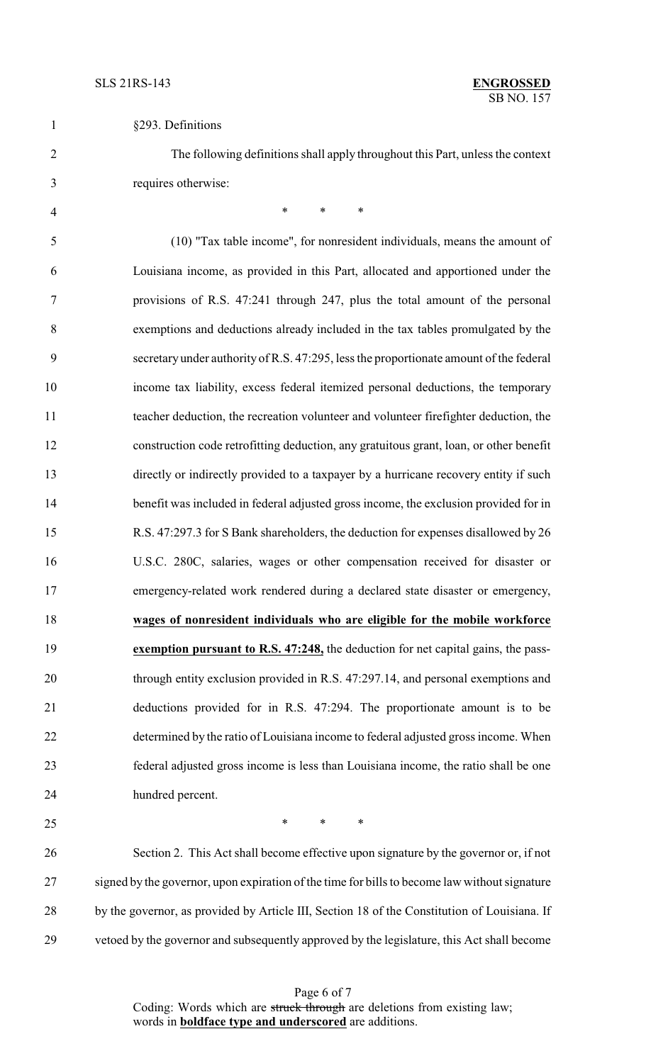§293. Definitions

The following definitions shall apply throughout this Part, unless the context requires otherwise:

\* \* \*

(10) "Tax table income", for nonresident individuals, means the amount of Louisiana income, as provided in this Part, allocated and apportioned under the provisions of R.S. 47:241 through 247, plus the total amount of the personal exemptions and deductions already included in the tax tables promulgated by the secretary under authority of R.S. 47:295, less the proportionate amount of the federal income tax liability, excess federal itemized personal deductions, the temporary teacher deduction, the recreation volunteer and volunteer firefighter deduction, the construction code retrofitting deduction, any gratuitous grant, loan, or other benefit directly or indirectly provided to a taxpayer by a hurricane recovery entity if such benefit was included in federal adjusted gross income, the exclusion provided for in R.S. 47:297.3 for S Bank shareholders, the deduction for expenses disallowed by 26 U.S.C. 280C, salaries, wages or other compensation received for disaster or emergency-related work rendered during a declared state disaster or emergency, **<u>wages of nonresident individuals who are eligible for the mobile workforce exemption pursuant to R.S. 47:248,</u>** the deduction for net capital gains, the pass-through entity exclusion provided in R.S. 47:297.14, and personal exemptions and deductions provided for in R.S. 47:294. The proportionate amount is to be determined by the ratio of Louisiana income to federal adjusted gross income. When federal adjusted gross income is less than Louisiana income, the ratio shall be one hundred percent.

\* \* \*

Section 2. This Act shall become effective upon signature by the governor or, if not signed by the governor, upon expiration of the time for bills to become law without signature by the governor, as provided by Article III, Section 18 of the Constitution of Louisiana. If vetoed by the governor and subsequently approved by the legislature, this Act shall become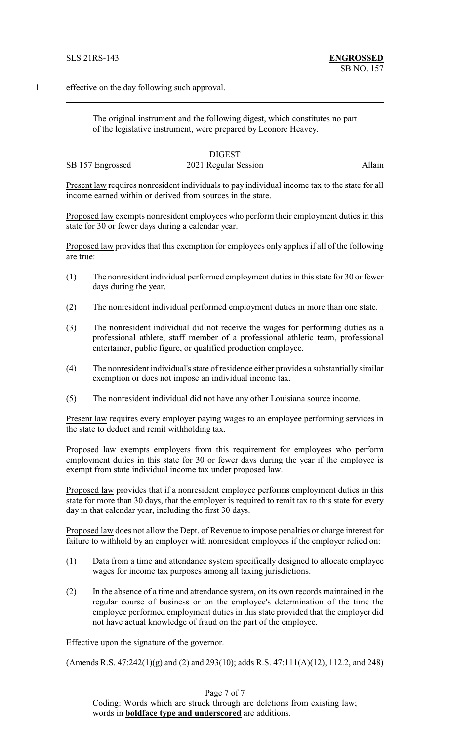1 effective on the day following such approval.

The original instrument and the following digest, which constitutes no part of the legislative instrument, were prepared by Leonore Heavey.

DIGEST

SB 157 Engrossed 2021 Regular Session Allain

Present law requires nonresident individuals to pay individual income tax to the state for all income earned within or derived from sources in the state.

Proposed law exempts nonresident employees who perform their employment duties in this state for 30 or fewer days during a calendar year.

Proposed law provides that this exemption for employees only applies if all of the following are true:

(1) The nonresident individual performed employment duties in this state for 30 or fewer days during the year.

(2) The nonresident individual performed employment duties in more than one state.

(3) The nonresident individual did not receive the wages for performing duties as a professional athlete, staff member of a professional athletic team, professional entertainer, public figure, or qualified production employee.

(4) The nonresident individual's state of residence either provides a substantially similar exemption or does not impose an individual income tax.

(5) The nonresident individual did not have any other Louisiana source income.

Present law requires every employer paying wages to an employee performing services in the state to deduct and remit withholding tax.

Proposed law exempts employers from this requirement for employees who perform employment duties in this state for 30 or fewer days during the year if the employee is exempt from state individual income tax under proposed law.

Proposed law provides that if a nonresident employee performs employment duties in this state for more than 30 days, that the employer is required to remit tax to this state for every day in that calendar year, including the first 30 days.

Proposed law does not allow the Dept. of Revenue to impose penalties or charge interest for failure to withhold by an employer with nonresident employees if the employer relied on:

(1) Data from a time and attendance system specifically designed to allocate employee wages for income tax purposes among all taxing jurisdictions.

(2) In the absence of a time and attendance system, on its own records maintained in the regular course of business or on the employee's determination of the time the employee performed employment duties in this state provided that the employer did not have actual knowledge of fraud on the part of the employee.

Effective upon the signature of the governor.

(Amends R.S. 47:242(1)(g) and (2) and 293(10); adds R.S. 47:111(A)(12), 112.2, and 248)

Coding: Words which are ~~struck through~~ are deletions from existing law; words in **underscored boldface type and underscored** are additions.